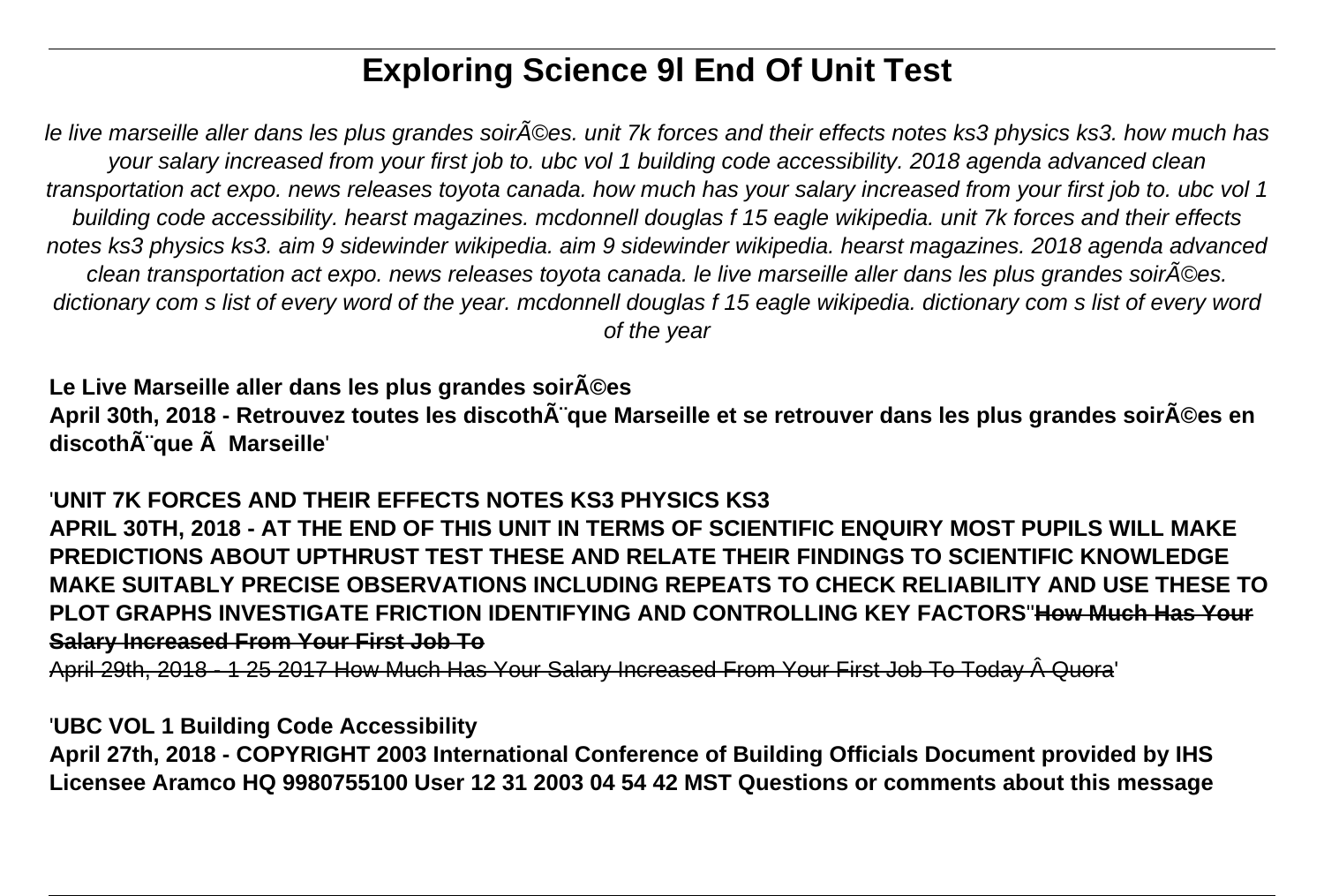# Exploring Science 9l End Of Unit Test

*le live marseille aller dans les plus grandes soirÃ©es. unit 7k forces and their effects notes ks3 physics ks3. how much has your salary increased from your first job to. ubc vol 1 building code accessibility. 2018 agenda advanced clean transportation act expo. news releases toyota canada. how much has your salary increased from your first job to. ubc vol 1 building code accessibility. hearst magazines. mcdonnell douglas f 15 eagle wikipedia. unit 7k forces and their effects notes ks3 physics ks3. aim 9 sidewinder wikipedia. aim 9 sidewinder wikipedia. hearst magazines. 2018 agenda advanced clean transportation act expo. news releases toyota canada. le live marseille aller dans les plus grandes soirÃ©es. dictionary com s list of every word of the year. mcdonnell douglas f 15 eagle wikipedia. dictionary com s list of every word of the year*

**Le Live Marseille aller dans les plus grandes soirÃ©es**
**April 30th, 2018 - Retrouvez toutes les discothÃ¨que Marseille et se retrouver dans les plus grandes soirÃ©es en discothÃ¨que Ã  Marseille**'

'**UNIT 7K FORCES AND THEIR EFFECTS NOTES KS3 PHYSICS KS3**
**APRIL 30TH, 2018 - AT THE END OF THIS UNIT IN TERMS OF SCIENTIFIC ENQUIRY MOST PUPILS WILL MAKE PREDICTIONS ABOUT UPTHRUST TEST THESE AND RELATE THEIR FINDINGS TO SCIENTIFIC KNOWLEDGE MAKE SUITABLY PRECISE OBSERVATIONS INCLUDING REPEATS TO CHECK RELIABILITY AND USE THESE TO PLOT GRAPHS INVESTIGATE FRICTION IDENTIFYING AND CONTROLLING KEY FACTORS**''~~**How Much Has Your Salary Increased From Your First Job To**~~
~~April 29th, 2018 - 1 25 2017 How Much Has Your Salary Increased From Your First Job To Today Â Quora~~'

'**UBC VOL 1 Building Code Accessibility**
**April 27th, 2018 - COPYRIGHT 2003 International Conference of Building Officials Document provided by IHS Licensee Aramco HQ 9980755100 User 12 31 2003 04 54 42 MST Questions or comments about this message**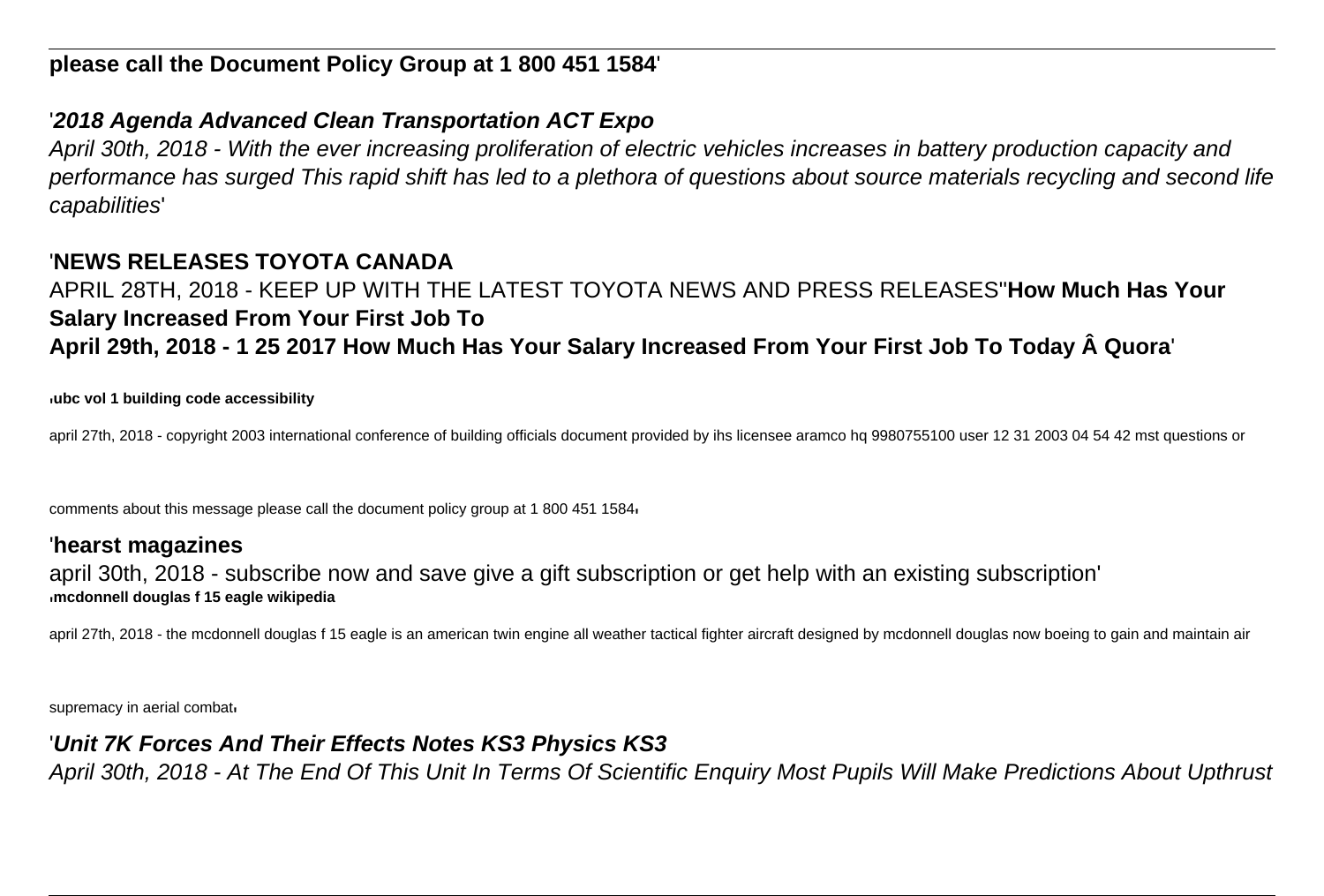**please call the Document Policy Group at 1 800 451 1584**'

'***2018 Agenda Advanced Clean Transportation ACT Expo***

*April 30th, 2018 - With the ever increasing proliferation of electric vehicles increases in battery production capacity and performance has surged This rapid shift has led to a plethora of questions about source materials recycling and second life capabilities*'

'**NEWS RELEASES TOYOTA CANADA**

APRIL 28TH, 2018 - KEEP UP WITH THE LATEST TOYOTA NEWS AND PRESS RELEASES''**How Much Has Your Salary Increased From Your First Job To**
**April 29th, 2018 - 1 25 2017 How Much Has Your Salary Increased From Your First Job To Today Â Quora**'

'**ubc vol 1 building code accessibility**

april 27th, 2018 - copyright 2003 international conference of building officials document provided by ihs licensee aramco hq 9980755100 user 12 31 2003 04 54 42 mst questions or comments about this message please call the document policy group at 1 800 451 1584'

'**hearst magazines**

april 30th, 2018 - subscribe now and save give a gift subscription or get help with an existing subscription'

'**mcdonnell douglas f 15 eagle wikipedia**

april 27th, 2018 - the mcdonnell douglas f 15 eagle is an american twin engine all weather tactical fighter aircraft designed by mcdonnell douglas now boeing to gain and maintain air supremacy in aerial combat'

'***Unit 7K Forces And Their Effects Notes KS3 Physics KS3***

*April 30th, 2018 - At The End Of This Unit In Terms Of Scientific Enquiry Most Pupils Will Make Predictions About Upthrust*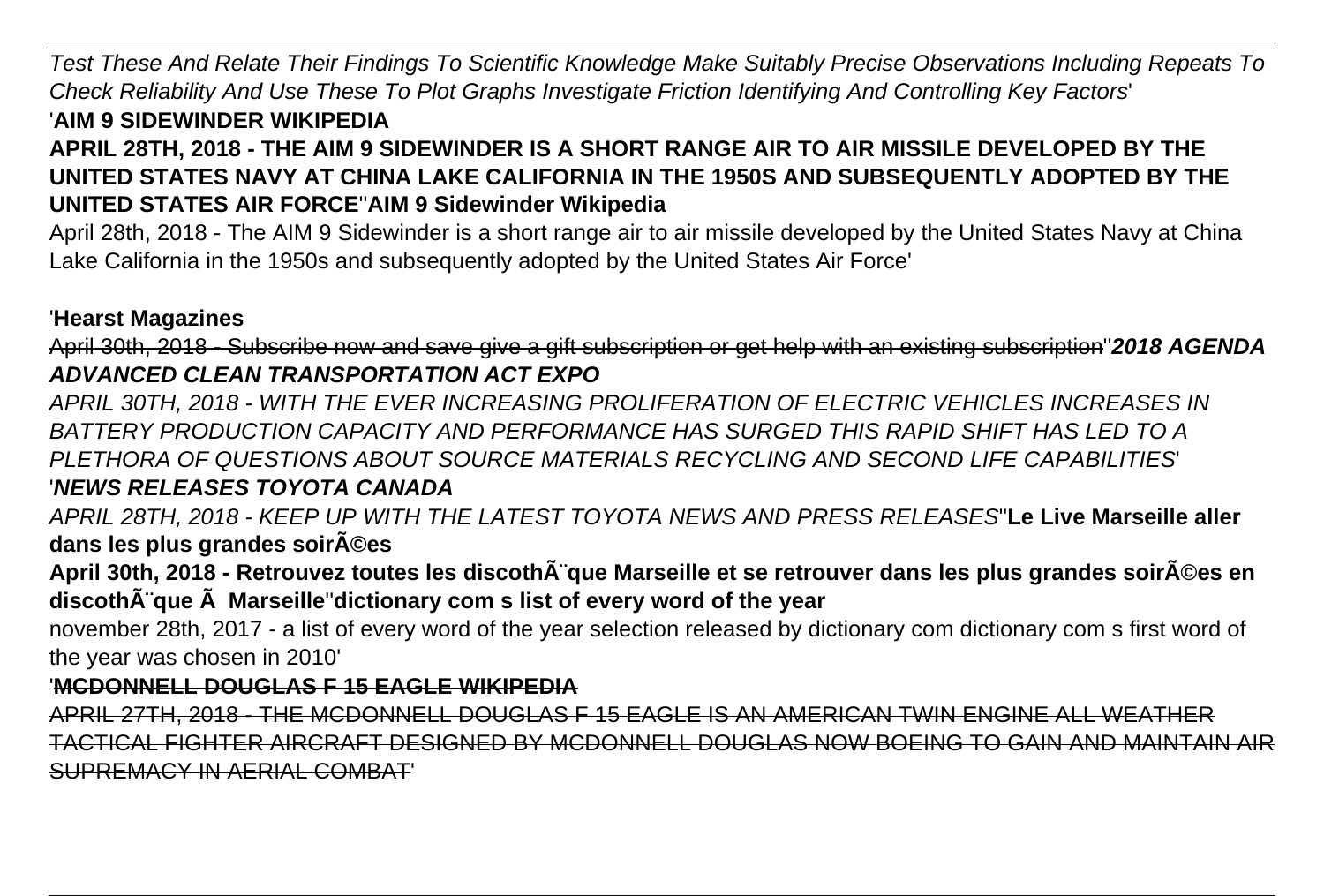*Test These And Relate Their Findings To Scientific Knowledge Make Suitably Precise Observations Including Repeats To Check Reliability And Use These To Plot Graphs Investigate Friction Identifying And Controlling Key Factors*'

'**AIM 9 SIDEWINDER WIKIPEDIA**

**APRIL 28TH, 2018 - THE AIM 9 SIDEWINDER IS A SHORT RANGE AIR TO AIR MISSILE DEVELOPED BY THE UNITED STATES NAVY AT CHINA LAKE CALIFORNIA IN THE 1950S AND SUBSEQUENTLY ADOPTED BY THE UNITED STATES AIR FORCE**''**AIM 9 Sidewinder Wikipedia**

April 28th, 2018 - The AIM 9 Sidewinder is a short range air to air missile developed by the United States Navy at China Lake California in the 1950s and subsequently adopted by the United States Air Force'

'~~**Hearst Magazines**~~

~~April 30th, 2018 - Subscribe now and save give a gift subscription or get help with an existing subscription~~''***2018 AGENDA ADVANCED CLEAN TRANSPORTATION ACT EXPO***

*APRIL 30TH, 2018 - WITH THE EVER INCREASING PROLIFERATION OF ELECTRIC VEHICLES INCREASES IN BATTERY PRODUCTION CAPACITY AND PERFORMANCE HAS SURGED THIS RAPID SHIFT HAS LED TO A PLETHORA OF QUESTIONS ABOUT SOURCE MATERIALS RECYCLING AND SECOND LIFE CAPABILITIES*'

'***NEWS RELEASES TOYOTA CANADA***

*APRIL 28TH, 2018 - KEEP UP WITH THE LATEST TOYOTA NEWS AND PRESS RELEASES*''**Le Live Marseille aller dans les plus grandes soirÃ©es**

**April 30th, 2018 - Retrouvez toutes les discothÃ¨que Marseille et se retrouver dans les plus grandes soirÃ©es en discothÃ¨que Ã  Marseille**''**dictionary com s list of every word of the year**

november 28th, 2017 - a list of every word of the year selection released by dictionary com dictionary com s first word of the year was chosen in 2010'

'~~**MCDONNELL DOUGLAS F 15 EAGLE WIKIPEDIA**~~

~~APRIL 27TH, 2018 - THE MCDONNELL DOUGLAS F 15 EAGLE IS AN AMERICAN TWIN ENGINE ALL WEATHER TACTICAL FIGHTER AIRCRAFT DESIGNED BY MCDONNELL DOUGLAS NOW BOEING TO GAIN AND MAINTAIN AIR SUPREMACY IN AERIAL COMBAT~~'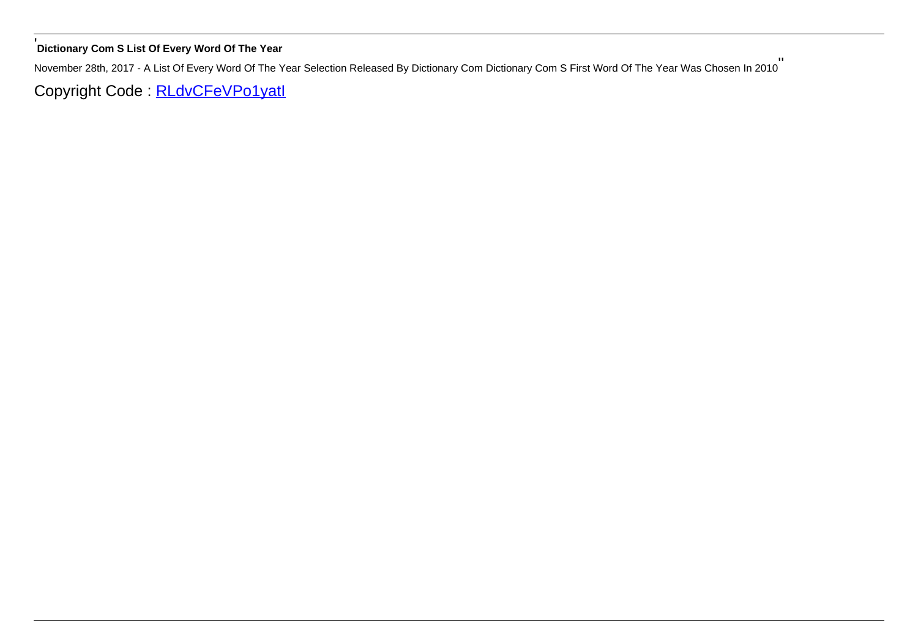'**Dictionary Com S List Of Every Word Of The Year**

November 28th, 2017 - A List Of Every Word Of The Year Selection Released By Dictionary Com Dictionary Com S First Word Of The Year Was Chosen In 2010''

Copyright Code : RLdvCFeVPo1yatI